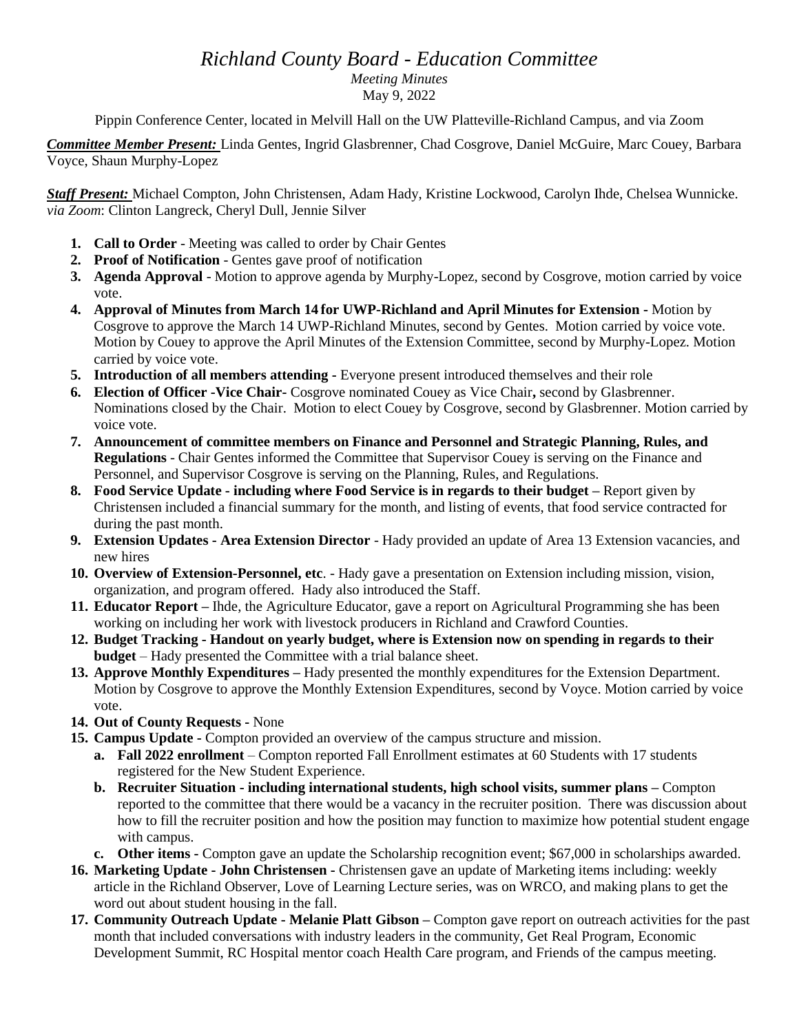# *Richland County Board - Education Committee*

*Meeting Minutes*

May 9, 2022

Pippin Conference Center, located in Melvill Hall on the UW Platteville-Richland Campus, and via Zoom

***Committee Member Present:*** Linda Gentes, Ingrid Glasbrenner, Chad Cosgrove, Daniel McGuire, Marc Couey, Barbara Voyce, Shaun Murphy-Lopez

***Staff Present:*** Michael Compton, John Christensen, Adam Hady, Kristine Lockwood, Carolyn Ihde, Chelsea Wunnicke. *via Zoom*: Clinton Langreck, Cheryl Dull, Jennie Silver

1. **Call to Order** - Meeting was called to order by Chair Gentes
2. **Proof of Notification** - Gentes gave proof of notification
3. **Agenda Approval** - Motion to approve agenda by Murphy-Lopez, second by Cosgrove, motion carried by voice vote.
4. **Approval of Minutes from March 14 for UWP-Richland and April Minutes for Extension -** Motion by Cosgrove to approve the March 14 UWP-Richland Minutes, second by Gentes. Motion carried by voice vote. Motion by Couey to approve the April Minutes of the Extension Committee, second by Murphy-Lopez. Motion carried by voice vote.
5. **Introduction of all members attending -** Everyone present introduced themselves and their role
6. **Election of Officer -Vice Chair-** Cosgrove nominated Couey as Vice Chair**,** second by Glasbrenner. Nominations closed by the Chair. Motion to elect Couey by Cosgrove, second by Glasbrenner. Motion carried by voice vote.
7. **Announcement of committee members on Finance and Personnel and Strategic Planning, Rules, and Regulations** - Chair Gentes informed the Committee that Supervisor Couey is serving on the Finance and Personnel, and Supervisor Cosgrove is serving on the Planning, Rules, and Regulations.
8. **Food Service Update - including where Food Service is in regards to their budget –** Report given by Christensen included a financial summary for the month, and listing of events, that food service contracted for during the past month.
9. **Extension Updates - Area Extension Director** - Hady provided an update of Area 13 Extension vacancies, and new hires
10. **Overview of Extension-Personnel, etc**. - Hady gave a presentation on Extension including mission, vision, organization, and program offered. Hady also introduced the Staff.
11. **Educator Report –** Ihde, the Agriculture Educator, gave a report on Agricultural Programming she has been working on including her work with livestock producers in Richland and Crawford Counties.
12. **Budget Tracking - Handout on yearly budget, where is Extension now on spending in regards to their budget** – Hady presented the Committee with a trial balance sheet.
13. **Approve Monthly Expenditures –** Hady presented the monthly expenditures for the Extension Department. Motion by Cosgrove to approve the Monthly Extension Expenditures, second by Voyce. Motion carried by voice vote.
14. **Out of County Requests -** None
15. **Campus Update -** Compton provided an overview of the campus structure and mission.
    a. **Fall 2022 enrollment** – Compton reported Fall Enrollment estimates at 60 Students with 17 students registered for the New Student Experience.
    b. **Recruiter Situation - including international students, high school visits, summer plans –** Compton reported to the committee that there would be a vacancy in the recruiter position. There was discussion about how to fill the recruiter position and how the position may function to maximize how potential student engage with campus.
    c. **Other items -** Compton gave an update the Scholarship recognition event; $67,000 in scholarships awarded.
16. **Marketing Update - John Christensen -** Christensen gave an update of Marketing items including: weekly article in the Richland Observer, Love of Learning Lecture series, was on WRCO, and making plans to get the word out about student housing in the fall.
17. **Community Outreach Update - Melanie Platt Gibson –** Compton gave report on outreach activities for the past month that included conversations with industry leaders in the community, Get Real Program, Economic Development Summit, RC Hospital mentor coach Health Care program, and Friends of the campus meeting.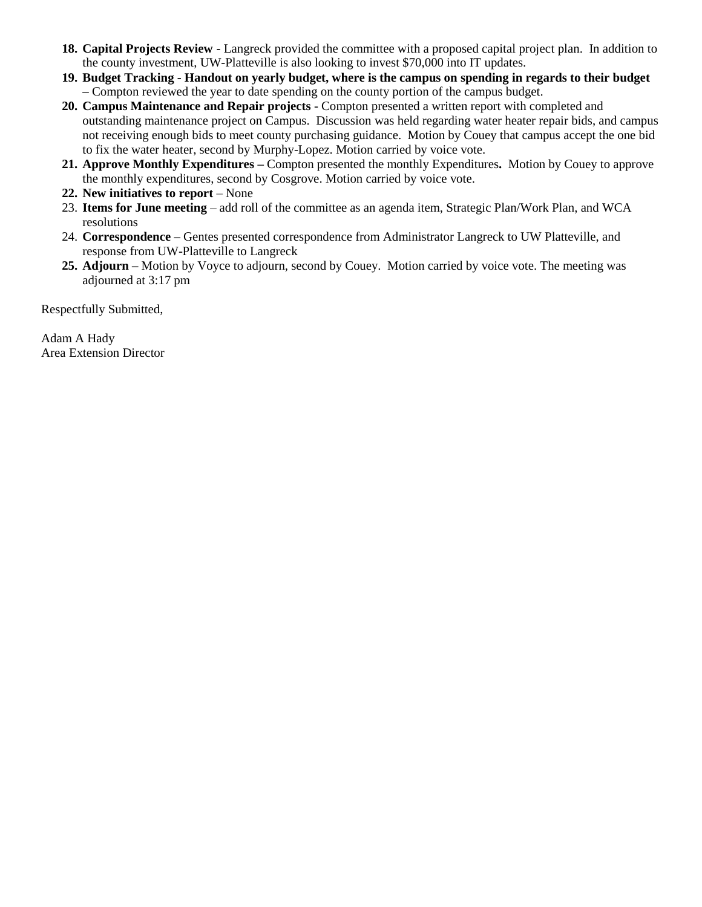18. **Capital Projects Review -** Langreck provided the committee with a proposed capital project plan. In addition to the county investment, UW-Platteville is also looking to invest $70,000 into IT updates.
19. **Budget Tracking - Handout on yearly budget, where is the campus on spending in regards to their budget –** Compton reviewed the year to date spending on the county portion of the campus budget.
20. **Campus Maintenance and Repair projects** - Compton presented a written report with completed and outstanding maintenance project on Campus. Discussion was held regarding water heater repair bids, and campus not receiving enough bids to meet county purchasing guidance. Motion by Couey that campus accept the one bid to fix the water heater, second by Murphy-Lopez. Motion carried by voice vote.
21. **Approve Monthly Expenditures –** Compton presented the monthly Expenditures**.** Motion by Couey to approve the monthly expenditures, second by Cosgrove. Motion carried by voice vote.
22. **New initiatives to report** – None
23. **Items for June meeting** – add roll of the committee as an agenda item, Strategic Plan/Work Plan, and WCA resolutions
24. **Correspondence –** Gentes presented correspondence from Administrator Langreck to UW Platteville, and response from UW-Platteville to Langreck
25. **Adjourn –** Motion by Voyce to adjourn, second by Couey. Motion carried by voice vote. The meeting was adjourned at 3:17 pm

Respectfully Submitted,

Adam A Hady
Area Extension Director